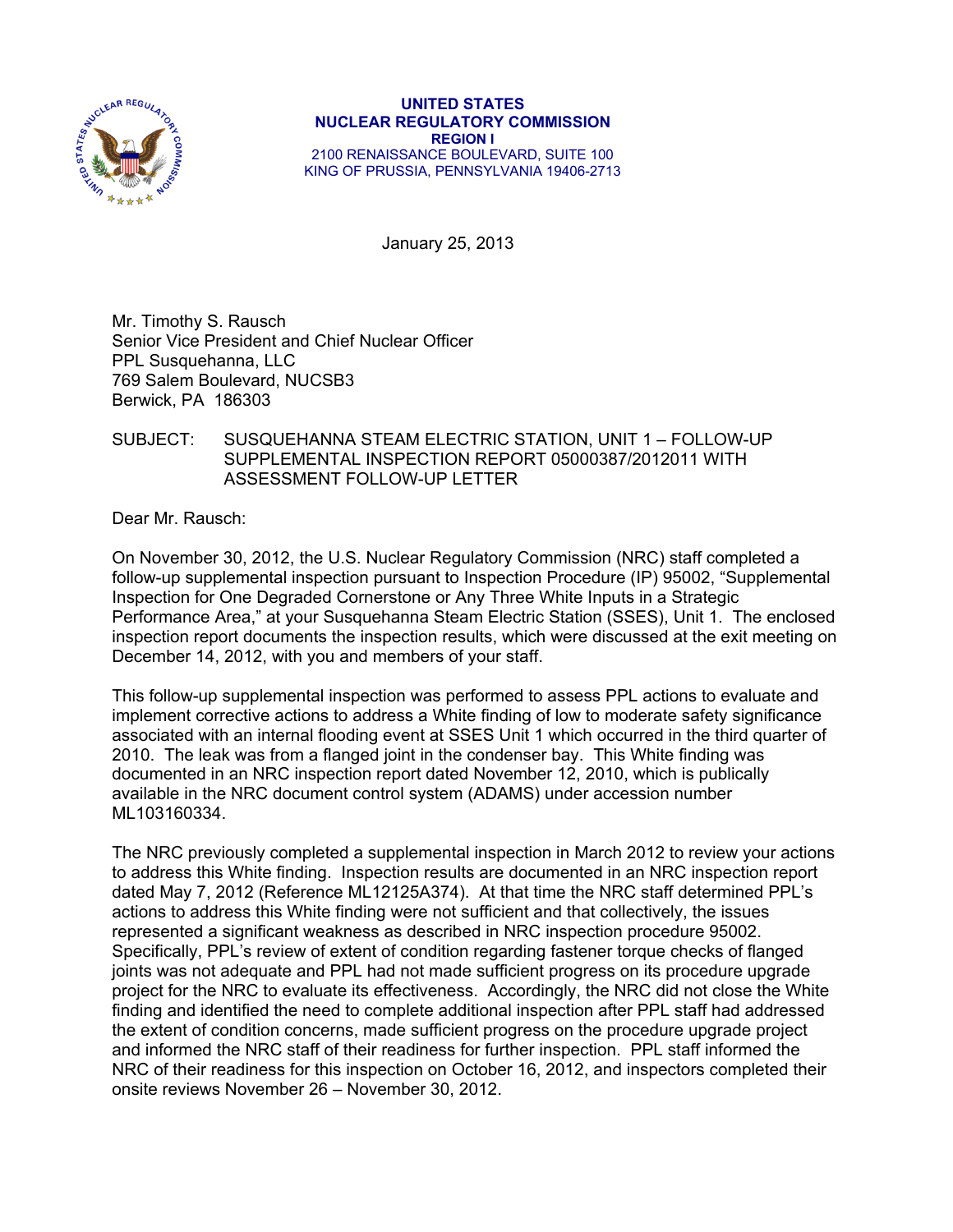**UNITED STATES**
**NUCLEAR REGULATORY COMMISSION**
**REGION I**
2100 RENAISSANCE BOULEVARD, SUITE 100
KING OF PRUSSIA, PENNSYLVANIA 19406-2713

January 25, 2013

Mr. Timothy S. Rausch
Senior Vice President and Chief Nuclear Officer
PPL Susquehanna, LLC
769 Salem Boulevard, NUCSB3
Berwick, PA 186303

SUBJECT: SUSQUEHANNA STEAM ELECTRIC STATION, UNIT 1 – FOLLOW-UP SUPPLEMENTAL INSPECTION REPORT 05000387/2012011 WITH ASSESSMENT FOLLOW-UP LETTER

Dear Mr. Rausch:

On November 30, 2012, the U.S. Nuclear Regulatory Commission (NRC) staff completed a follow-up supplemental inspection pursuant to Inspection Procedure (IP) 95002, "Supplemental Inspection for One Degraded Cornerstone or Any Three White Inputs in a Strategic Performance Area," at your Susquehanna Steam Electric Station (SSES), Unit 1. The enclosed inspection report documents the inspection results, which were discussed at the exit meeting on December 14, 2012, with you and members of your staff.

This follow-up supplemental inspection was performed to assess PPL actions to evaluate and implement corrective actions to address a White finding of low to moderate safety significance associated with an internal flooding event at SSES Unit 1 which occurred in the third quarter of 2010. The leak was from a flanged joint in the condenser bay. This White finding was documented in an NRC inspection report dated November 12, 2010, which is publically available in the NRC document control system (ADAMS) under accession number ML103160334.

The NRC previously completed a supplemental inspection in March 2012 to review your actions to address this White finding. Inspection results are documented in an NRC inspection report dated May 7, 2012 (Reference ML12125A374). At that time the NRC staff determined PPL's actions to address this White finding were not sufficient and that collectively, the issues represented a significant weakness as described in NRC inspection procedure 95002. Specifically, PPL's review of extent of condition regarding fastener torque checks of flanged joints was not adequate and PPL had not made sufficient progress on its procedure upgrade project for the NRC to evaluate its effectiveness. Accordingly, the NRC did not close the White finding and identified the need to complete additional inspection after PPL staff had addressed the extent of condition concerns, made sufficient progress on the procedure upgrade project and informed the NRC staff of their readiness for further inspection. PPL staff informed the NRC of their readiness for this inspection on October 16, 2012, and inspectors completed their onsite reviews November 26 – November 30, 2012.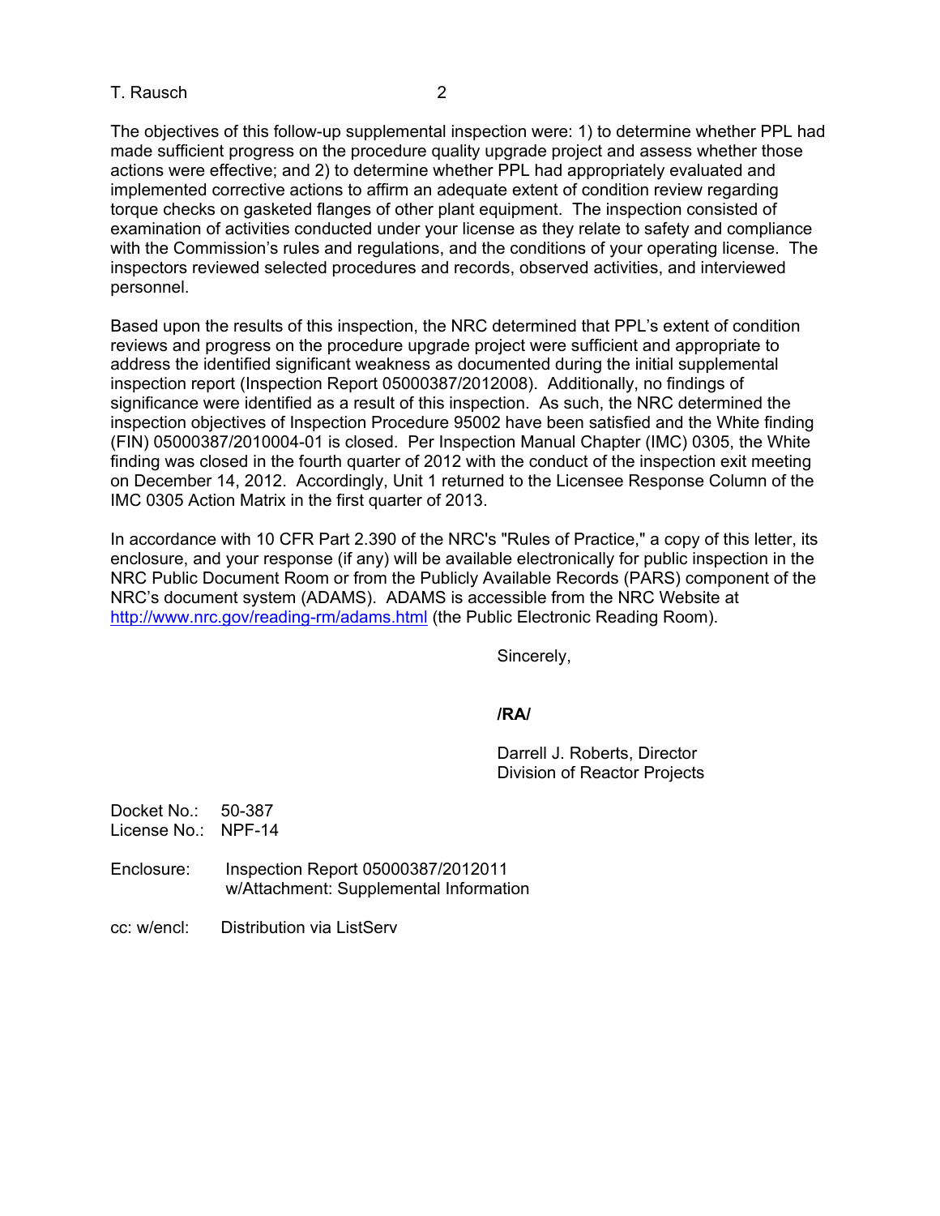The objectives of this follow-up supplemental inspection were: 1) to determine whether PPL had made sufficient progress on the procedure quality upgrade project and assess whether those actions were effective; and 2) to determine whether PPL had appropriately evaluated and implemented corrective actions to affirm an adequate extent of condition review regarding torque checks on gasketed flanges of other plant equipment. The inspection consisted of examination of activities conducted under your license as they relate to safety and compliance with the Commission's rules and regulations, and the conditions of your operating license. The inspectors reviewed selected procedures and records, observed activities, and interviewed personnel.

Based upon the results of this inspection, the NRC determined that PPL's extent of condition reviews and progress on the procedure upgrade project were sufficient and appropriate to address the identified significant weakness as documented during the initial supplemental inspection report (Inspection Report 05000387/2012008). Additionally, no findings of significance were identified as a result of this inspection. As such, the NRC determined the inspection objectives of Inspection Procedure 95002 have been satisfied and the White finding (FIN) 05000387/2010004-01 is closed. Per Inspection Manual Chapter (IMC) 0305, the White finding was closed in the fourth quarter of 2012 with the conduct of the inspection exit meeting on December 14, 2012. Accordingly, Unit 1 returned to the Licensee Response Column of the IMC 0305 Action Matrix in the first quarter of 2013.

In accordance with 10 CFR Part 2.390 of the NRC's "Rules of Practice," a copy of this letter, its enclosure, and your response (if any) will be available electronically for public inspection in the NRC Public Document Room or from the Publicly Available Records (PARS) component of the NRC's document system (ADAMS). ADAMS is accessible from the NRC Website at http://www.nrc.gov/reading-rm/adams.html (the Public Electronic Reading Room).

Sincerely,

**/RA/**

Darrell J. Roberts, Director
Division of Reactor Projects

Docket No.: 50-387
License No.: NPF-14

Enclosure: Inspection Report 05000387/2012011
w/Attachment: Supplemental Information

cc: w/encl: Distribution via ListServ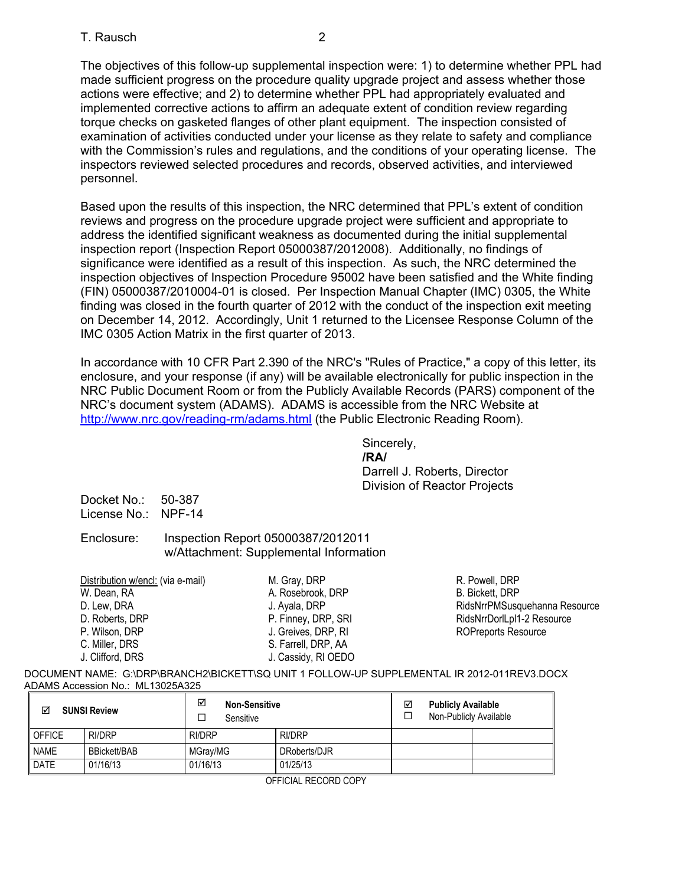The objectives of this follow-up supplemental inspection were: 1) to determine whether PPL had made sufficient progress on the procedure quality upgrade project and assess whether those actions were effective; and 2) to determine whether PPL had appropriately evaluated and implemented corrective actions to affirm an adequate extent of condition review regarding torque checks on gasketed flanges of other plant equipment. The inspection consisted of examination of activities conducted under your license as they relate to safety and compliance with the Commission's rules and regulations, and the conditions of your operating license. The inspectors reviewed selected procedures and records, observed activities, and interviewed personnel.

Based upon the results of this inspection, the NRC determined that PPL's extent of condition reviews and progress on the procedure upgrade project were sufficient and appropriate to address the identified significant weakness as documented during the initial supplemental inspection report (Inspection Report 05000387/2012008). Additionally, no findings of significance were identified as a result of this inspection. As such, the NRC determined the inspection objectives of Inspection Procedure 95002 have been satisfied and the White finding (FIN) 05000387/2010004-01 is closed. Per Inspection Manual Chapter (IMC) 0305, the White finding was closed in the fourth quarter of 2012 with the conduct of the inspection exit meeting on December 14, 2012. Accordingly, Unit 1 returned to the Licensee Response Column of the IMC 0305 Action Matrix in the first quarter of 2013.

In accordance with 10 CFR Part 2.390 of the NRC's "Rules of Practice," a copy of this letter, its enclosure, and your response (if any) will be available electronically for public inspection in the NRC Public Document Room or from the Publicly Available Records (PARS) component of the NRC's document system (ADAMS). ADAMS is accessible from the NRC Website at http://www.nrc.gov/reading-rm/adams.html (the Public Electronic Reading Room).

Sincerely,
**/RA/**
Darrell J. Roberts, Director
Division of Reactor Projects

Docket No.: 50-387
License No.: NPF-14

Enclosure: Inspection Report 05000387/2012011
w/Attachment: Supplemental Information

Distribution w/encl: (via e-mail)
W. Dean, RA
D. Lew, DRA
D. Roberts, DRP
P. Wilson, DRP
C. Miller, DRS
J. Clifford, DRS
M. Gray, DRP
A. Rosebrook, DRP
J. Ayala, DRP
P. Finney, DRP, SRI
J. Greives, DRP, RI
S. Farrell, DRP, AA
J. Cassidy, RI OEDO
R. Powell, DRP
B. Bickett, DRP
RidsNrrPMSusquehanna Resource
RidsNrrDorlLpl1-2 Resource
ROPreports Resource

DOCUMENT NAME: G:\DRP\BRANCH2\BICKETT\SQ UNIT 1 FOLLOW-UP SUPPLEMENTAL IR 2012-011REV3.DOCX
ADAMS Accession No.: ML13025A325

| ☑ SUNSI Review | | ☑ Non-Sensitive ☐ Sensitive | | ☑ Publicly Available ☐ Non-Publicly Available | |
|---|---|---|---|---|---|
| OFFICE | RI/DRP | RI/DRP | RI/DRP | | |
| NAME | BBickett/BAB | MGray/MG | DRoberts/DJR | | |
| DATE | 01/16/13 | 01/16/13 | 01/25/13 | | |

OFFICIAL RECORD COPY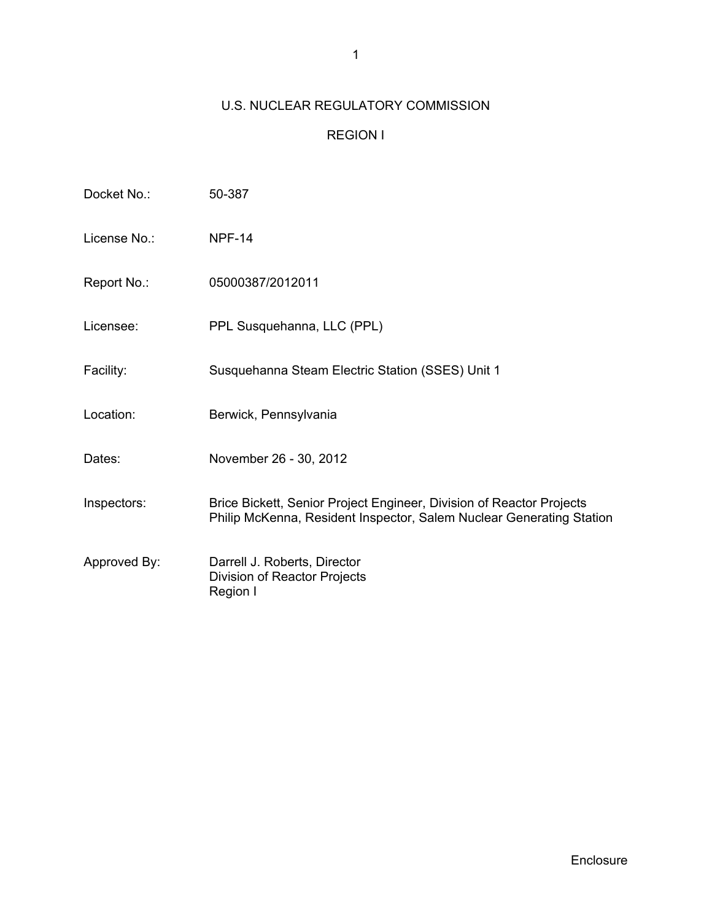U.S. NUCLEAR REGULATORY COMMISSION

REGION I

| | |
|---|---|
| Docket No.: | 50-387 |
| License No.: | NPF-14 |
| Report No.: | 05000387/2012011 |
| Licensee: | PPL Susquehanna, LLC (PPL) |
| Facility: | Susquehanna Steam Electric Station (SSES) Unit 1 |
| Location: | Berwick, Pennsylvania |
| Dates: | November 26 - 30, 2012 |
| Inspectors: | Brice Bickett, Senior Project Engineer, Division of Reactor Projects<br>Philip McKenna, Resident Inspector, Salem Nuclear Generating Station |
| Approved By: | Darrell J. Roberts, Director<br>Division of Reactor Projects<br>Region I |

Enclosure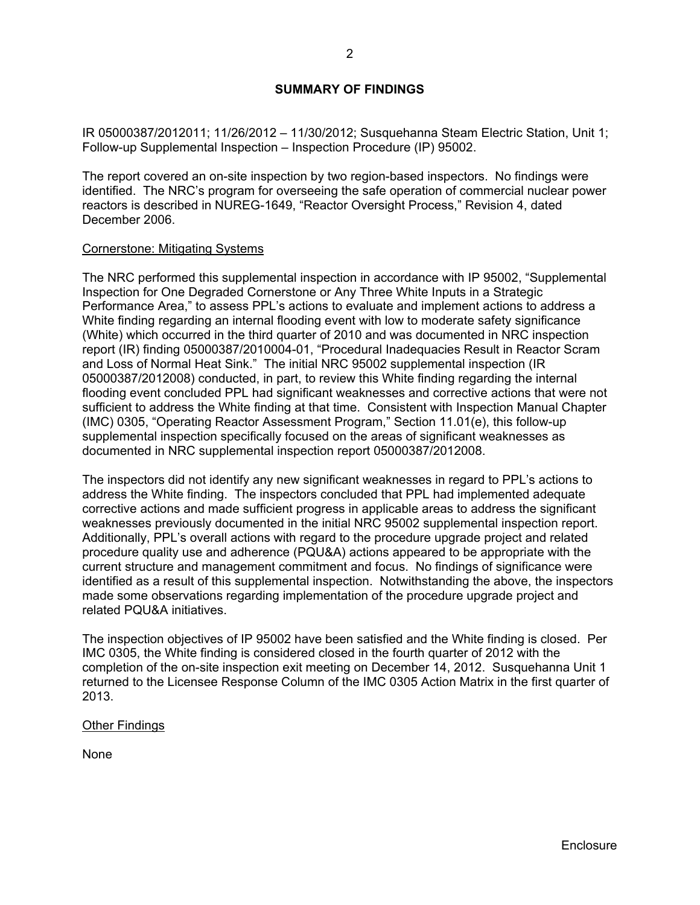## SUMMARY OF FINDINGS

IR 05000387/2012011; 11/26/2012 – 11/30/2012; Susquehanna Steam Electric Station, Unit 1; Follow-up Supplemental Inspection – Inspection Procedure (IP) 95002.

The report covered an on-site inspection by two region-based inspectors. No findings were identified. The NRC's program for overseeing the safe operation of commercial nuclear power reactors is described in NUREG-1649, "Reactor Oversight Process," Revision 4, dated December 2006.

Cornerstone: Mitigating Systems

The NRC performed this supplemental inspection in accordance with IP 95002, "Supplemental Inspection for One Degraded Cornerstone or Any Three White Inputs in a Strategic Performance Area," to assess PPL's actions to evaluate and implement actions to address a White finding regarding an internal flooding event with low to moderate safety significance (White) which occurred in the third quarter of 2010 and was documented in NRC inspection report (IR) finding 05000387/2010004-01, "Procedural Inadequacies Result in Reactor Scram and Loss of Normal Heat Sink." The initial NRC 95002 supplemental inspection (IR 05000387/2012008) conducted, in part, to review this White finding regarding the internal flooding event concluded PPL had significant weaknesses and corrective actions that were not sufficient to address the White finding at that time. Consistent with Inspection Manual Chapter (IMC) 0305, "Operating Reactor Assessment Program," Section 11.01(e), this follow-up supplemental inspection specifically focused on the areas of significant weaknesses as documented in NRC supplemental inspection report 05000387/2012008.

The inspectors did not identify any new significant weaknesses in regard to PPL's actions to address the White finding. The inspectors concluded that PPL had implemented adequate corrective actions and made sufficient progress in applicable areas to address the significant weaknesses previously documented in the initial NRC 95002 supplemental inspection report. Additionally, PPL's overall actions with regard to the procedure upgrade project and related procedure quality use and adherence (PQU&A) actions appeared to be appropriate with the current structure and management commitment and focus. No findings of significance were identified as a result of this supplemental inspection. Notwithstanding the above, the inspectors made some observations regarding implementation of the procedure upgrade project and related PQU&A initiatives.

The inspection objectives of IP 95002 have been satisfied and the White finding is closed. Per IMC 0305, the White finding is considered closed in the fourth quarter of 2012 with the completion of the on-site inspection exit meeting on December 14, 2012. Susquehanna Unit 1 returned to the Licensee Response Column of the IMC 0305 Action Matrix in the first quarter of 2013.

Other Findings

None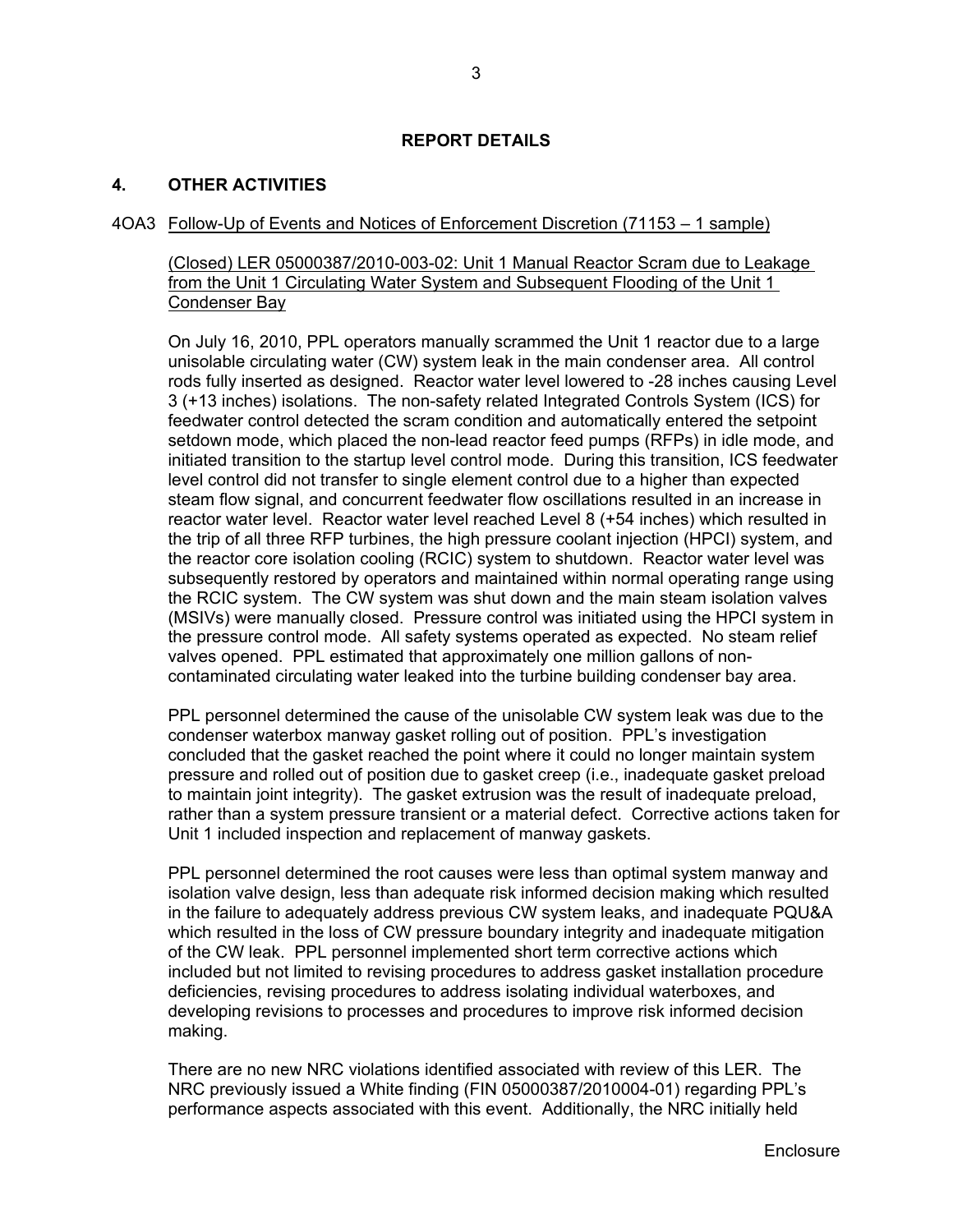## REPORT DETAILS

### 4. OTHER ACTIVITIES

4OA3 Follow-Up of Events and Notices of Enforcement Discretion (71153 – 1 sample)

(Closed) LER 05000387/2010-003-02: Unit 1 Manual Reactor Scram due to Leakage from the Unit 1 Circulating Water System and Subsequent Flooding of the Unit 1 Condenser Bay

On July 16, 2010, PPL operators manually scrammed the Unit 1 reactor due to a large unisolable circulating water (CW) system leak in the main condenser area. All control rods fully inserted as designed. Reactor water level lowered to -28 inches causing Level 3 (+13 inches) isolations. The non-safety related Integrated Controls System (ICS) for feedwater control detected the scram condition and automatically entered the setpoint setdown mode, which placed the non-lead reactor feed pumps (RFPs) in idle mode, and initiated transition to the startup level control mode. During this transition, ICS feedwater level control did not transfer to single element control due to a higher than expected steam flow signal, and concurrent feedwater flow oscillations resulted in an increase in reactor water level. Reactor water level reached Level 8 (+54 inches) which resulted in the trip of all three RFP turbines, the high pressure coolant injection (HPCI) system, and the reactor core isolation cooling (RCIC) system to shutdown. Reactor water level was subsequently restored by operators and maintained within normal operating range using the RCIC system. The CW system was shut down and the main steam isolation valves (MSIVs) were manually closed. Pressure control was initiated using the HPCI system in the pressure control mode. All safety systems operated as expected. No steam relief valves opened. PPL estimated that approximately one million gallons of non-contaminated circulating water leaked into the turbine building condenser bay area.

PPL personnel determined the cause of the unisolable CW system leak was due to the condenser waterbox manway gasket rolling out of position. PPL's investigation concluded that the gasket reached the point where it could no longer maintain system pressure and rolled out of position due to gasket creep (i.e., inadequate gasket preload to maintain joint integrity). The gasket extrusion was the result of inadequate preload, rather than a system pressure transient or a material defect. Corrective actions taken for Unit 1 included inspection and replacement of manway gaskets.

PPL personnel determined the root causes were less than optimal system manway and isolation valve design, less than adequate risk informed decision making which resulted in the failure to adequately address previous CW system leaks, and inadequate PQU&A which resulted in the loss of CW pressure boundary integrity and inadequate mitigation of the CW leak. PPL personnel implemented short term corrective actions which included but not limited to revising procedures to address gasket installation procedure deficiencies, revising procedures to address isolating individual waterboxes, and developing revisions to processes and procedures to improve risk informed decision making.

There are no new NRC violations identified associated with review of this LER. The NRC previously issued a White finding (FIN 05000387/2010004-01) regarding PPL's performance aspects associated with this event. Additionally, the NRC initially held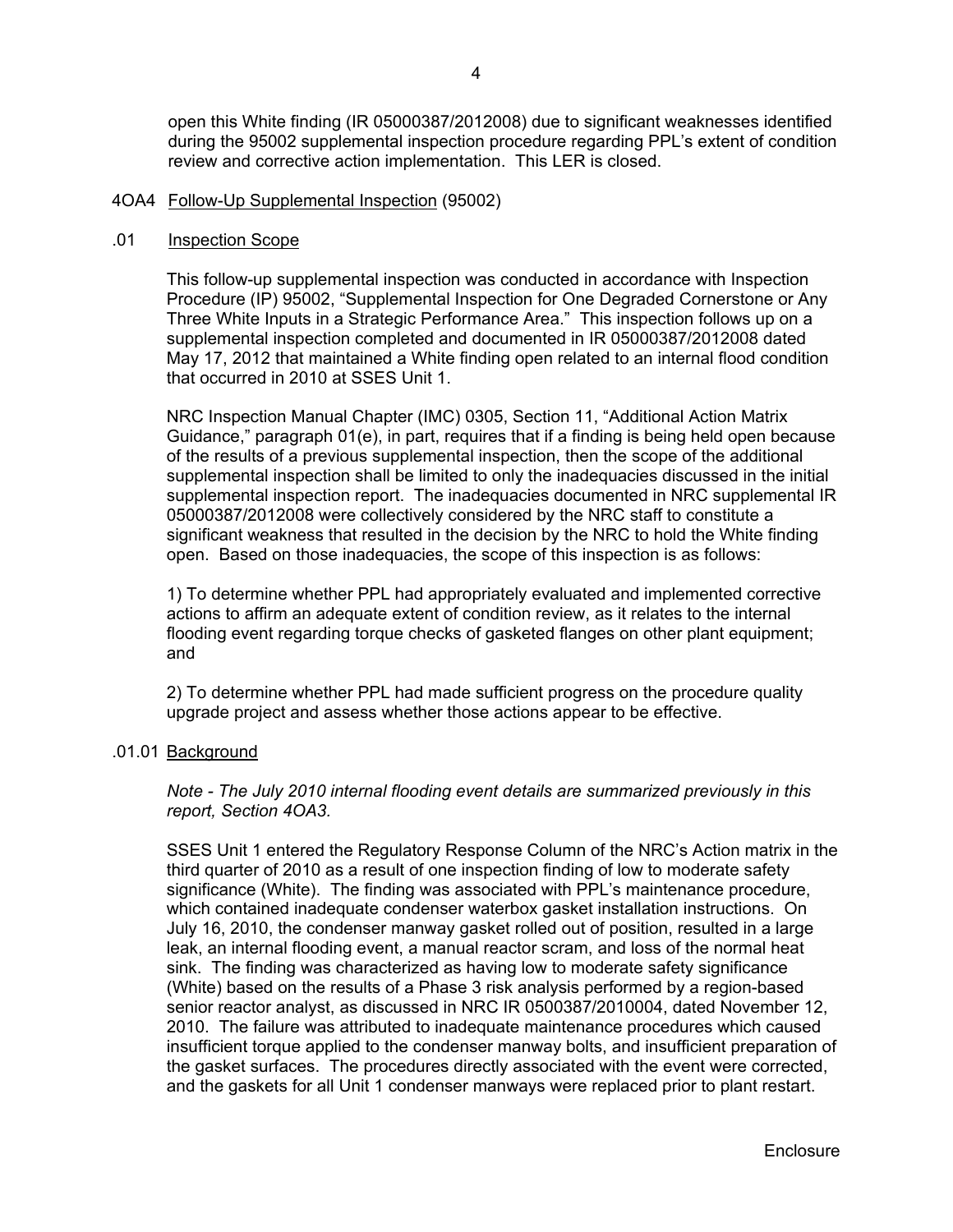open this White finding (IR 05000387/2012008) due to significant weaknesses identified during the 95002 supplemental inspection procedure regarding PPL's extent of condition review and corrective action implementation. This LER is closed.

## 4OA4 Follow-Up Supplemental Inspection (95002)

### .01 Inspection Scope

This follow-up supplemental inspection was conducted in accordance with Inspection Procedure (IP) 95002, "Supplemental Inspection for One Degraded Cornerstone or Any Three White Inputs in a Strategic Performance Area." This inspection follows up on a supplemental inspection completed and documented in IR 05000387/2012008 dated May 17, 2012 that maintained a White finding open related to an internal flood condition that occurred in 2010 at SSES Unit 1.

NRC Inspection Manual Chapter (IMC) 0305, Section 11, "Additional Action Matrix Guidance," paragraph 01(e), in part, requires that if a finding is being held open because of the results of a previous supplemental inspection, then the scope of the additional supplemental inspection shall be limited to only the inadequacies discussed in the initial supplemental inspection report. The inadequacies documented in NRC supplemental IR 05000387/2012008 were collectively considered by the NRC staff to constitute a significant weakness that resulted in the decision by the NRC to hold the White finding open. Based on those inadequacies, the scope of this inspection is as follows:

1) To determine whether PPL had appropriately evaluated and implemented corrective actions to affirm an adequate extent of condition review, as it relates to the internal flooding event regarding torque checks of gasketed flanges on other plant equipment; and

2) To determine whether PPL had made sufficient progress on the procedure quality upgrade project and assess whether those actions appear to be effective.

### .01.01 Background

*Note - The July 2010 internal flooding event details are summarized previously in this report, Section 4OA3.*

SSES Unit 1 entered the Regulatory Response Column of the NRC's Action matrix in the third quarter of 2010 as a result of one inspection finding of low to moderate safety significance (White). The finding was associated with PPL's maintenance procedure, which contained inadequate condenser waterbox gasket installation instructions. On July 16, 2010, the condenser manway gasket rolled out of position, resulted in a large leak, an internal flooding event, a manual reactor scram, and loss of the normal heat sink. The finding was characterized as having low to moderate safety significance (White) based on the results of a Phase 3 risk analysis performed by a region-based senior reactor analyst, as discussed in NRC IR 0500387/2010004, dated November 12, 2010. The failure was attributed to inadequate maintenance procedures which caused insufficient torque applied to the condenser manway bolts, and insufficient preparation of the gasket surfaces. The procedures directly associated with the event were corrected, and the gaskets for all Unit 1 condenser manways were replaced prior to plant restart.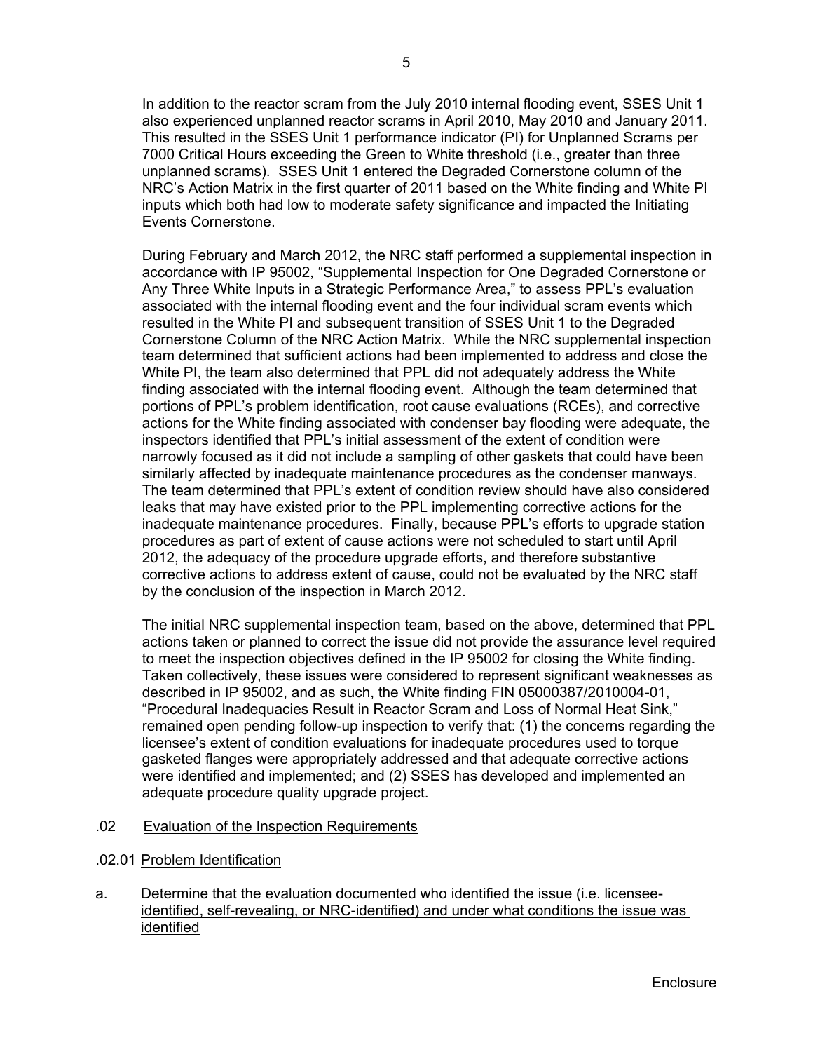In addition to the reactor scram from the July 2010 internal flooding event, SSES Unit 1 also experienced unplanned reactor scrams in April 2010, May 2010 and January 2011. This resulted in the SSES Unit 1 performance indicator (PI) for Unplanned Scrams per 7000 Critical Hours exceeding the Green to White threshold (i.e., greater than three unplanned scrams). SSES Unit 1 entered the Degraded Cornerstone column of the NRC's Action Matrix in the first quarter of 2011 based on the White finding and White PI inputs which both had low to moderate safety significance and impacted the Initiating Events Cornerstone.

During February and March 2012, the NRC staff performed a supplemental inspection in accordance with IP 95002, "Supplemental Inspection for One Degraded Cornerstone or Any Three White Inputs in a Strategic Performance Area," to assess PPL's evaluation associated with the internal flooding event and the four individual scram events which resulted in the White PI and subsequent transition of SSES Unit 1 to the Degraded Cornerstone Column of the NRC Action Matrix. While the NRC supplemental inspection team determined that sufficient actions had been implemented to address and close the White PI, the team also determined that PPL did not adequately address the White finding associated with the internal flooding event. Although the team determined that portions of PPL's problem identification, root cause evaluations (RCEs), and corrective actions for the White finding associated with condenser bay flooding were adequate, the inspectors identified that PPL's initial assessment of the extent of condition were narrowly focused as it did not include a sampling of other gaskets that could have been similarly affected by inadequate maintenance procedures as the condenser manways. The team determined that PPL's extent of condition review should have also considered leaks that may have existed prior to the PPL implementing corrective actions for the inadequate maintenance procedures. Finally, because PPL's efforts to upgrade station procedures as part of extent of cause actions were not scheduled to start until April 2012, the adequacy of the procedure upgrade efforts, and therefore substantive corrective actions to address extent of cause, could not be evaluated by the NRC staff by the conclusion of the inspection in March 2012.

The initial NRC supplemental inspection team, based on the above, determined that PPL actions taken or planned to correct the issue did not provide the assurance level required to meet the inspection objectives defined in the IP 95002 for closing the White finding. Taken collectively, these issues were considered to represent significant weaknesses as described in IP 95002, and as such, the White finding FIN 05000387/2010004-01, "Procedural Inadequacies Result in Reactor Scram and Loss of Normal Heat Sink," remained open pending follow-up inspection to verify that: (1) the concerns regarding the licensee's extent of condition evaluations for inadequate procedures used to torque gasketed flanges were appropriately addressed and that adequate corrective actions were identified and implemented; and (2) SSES has developed and implemented an adequate procedure quality upgrade project.

.02 Evaluation of the Inspection Requirements

.02.01 Problem Identification

a. Determine that the evaluation documented who identified the issue (i.e. licensee-identified, self-revealing, or NRC-identified) and under what conditions the issue was identified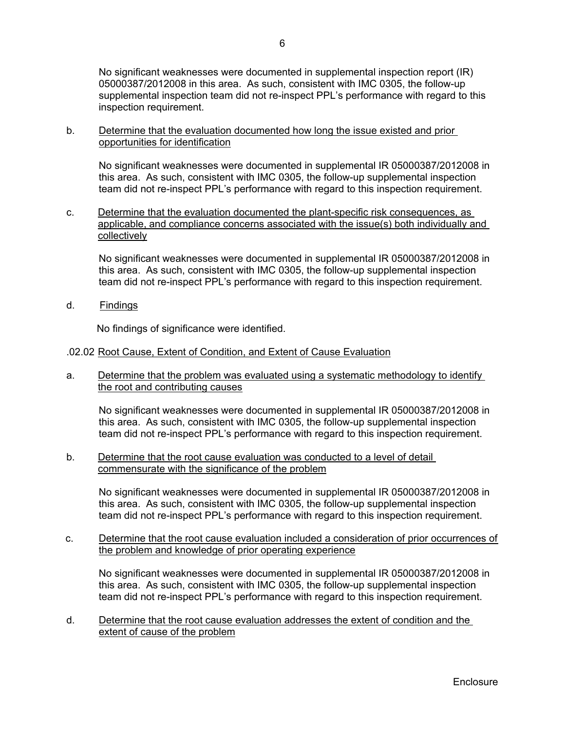No significant weaknesses were documented in supplemental inspection report (IR) 05000387/2012008 in this area. As such, consistent with IMC 0305, the follow-up supplemental inspection team did not re-inspect PPL's performance with regard to this inspection requirement.

b. Determine that the evaluation documented how long the issue existed and prior opportunities for identification

No significant weaknesses were documented in supplemental IR 05000387/2012008 in this area. As such, consistent with IMC 0305, the follow-up supplemental inspection team did not re-inspect PPL's performance with regard to this inspection requirement.

c. Determine that the evaluation documented the plant-specific risk consequences, as applicable, and compliance concerns associated with the issue(s) both individually and collectively

No significant weaknesses were documented in supplemental IR 05000387/2012008 in this area. As such, consistent with IMC 0305, the follow-up supplemental inspection team did not re-inspect PPL's performance with regard to this inspection requirement.

d. Findings

No findings of significance were identified.

.02.02 Root Cause, Extent of Condition, and Extent of Cause Evaluation

a. Determine that the problem was evaluated using a systematic methodology to identify the root and contributing causes

No significant weaknesses were documented in supplemental IR 05000387/2012008 in this area. As such, consistent with IMC 0305, the follow-up supplemental inspection team did not re-inspect PPL's performance with regard to this inspection requirement.

b. Determine that the root cause evaluation was conducted to a level of detail commensurate with the significance of the problem

No significant weaknesses were documented in supplemental IR 05000387/2012008 in this area. As such, consistent with IMC 0305, the follow-up supplemental inspection team did not re-inspect PPL's performance with regard to this inspection requirement.

c. Determine that the root cause evaluation included a consideration of prior occurrences of the problem and knowledge of prior operating experience

No significant weaknesses were documented in supplemental IR 05000387/2012008 in this area. As such, consistent with IMC 0305, the follow-up supplemental inspection team did not re-inspect PPL's performance with regard to this inspection requirement.

d. Determine that the root cause evaluation addresses the extent of condition and the extent of cause of the problem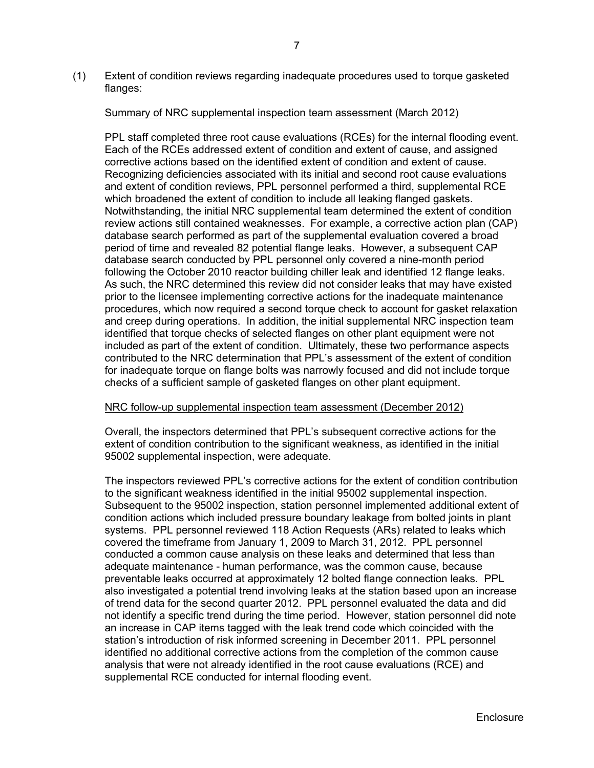(1) Extent of condition reviews regarding inadequate procedures used to torque gasketed flanges:

Summary of NRC supplemental inspection team assessment (March 2012)

PPL staff completed three root cause evaluations (RCEs) for the internal flooding event. Each of the RCEs addressed extent of condition and extent of cause, and assigned corrective actions based on the identified extent of condition and extent of cause. Recognizing deficiencies associated with its initial and second root cause evaluations and extent of condition reviews, PPL personnel performed a third, supplemental RCE which broadened the extent of condition to include all leaking flanged gaskets. Notwithstanding, the initial NRC supplemental team determined the extent of condition review actions still contained weaknesses. For example, a corrective action plan (CAP) database search performed as part of the supplemental evaluation covered a broad period of time and revealed 82 potential flange leaks. However, a subsequent CAP database search conducted by PPL personnel only covered a nine-month period following the October 2010 reactor building chiller leak and identified 12 flange leaks. As such, the NRC determined this review did not consider leaks that may have existed prior to the licensee implementing corrective actions for the inadequate maintenance procedures, which now required a second torque check to account for gasket relaxation and creep during operations. In addition, the initial supplemental NRC inspection team identified that torque checks of selected flanges on other plant equipment were not included as part of the extent of condition. Ultimately, these two performance aspects contributed to the NRC determination that PPL's assessment of the extent of condition for inadequate torque on flange bolts was narrowly focused and did not include torque checks of a sufficient sample of gasketed flanges on other plant equipment.

NRC follow-up supplemental inspection team assessment (December 2012)

Overall, the inspectors determined that PPL's subsequent corrective actions for the extent of condition contribution to the significant weakness, as identified in the initial 95002 supplemental inspection, were adequate.

The inspectors reviewed PPL's corrective actions for the extent of condition contribution to the significant weakness identified in the initial 95002 supplemental inspection. Subsequent to the 95002 inspection, station personnel implemented additional extent of condition actions which included pressure boundary leakage from bolted joints in plant systems. PPL personnel reviewed 118 Action Requests (ARs) related to leaks which covered the timeframe from January 1, 2009 to March 31, 2012. PPL personnel conducted a common cause analysis on these leaks and determined that less than adequate maintenance - human performance, was the common cause, because preventable leaks occurred at approximately 12 bolted flange connection leaks. PPL also investigated a potential trend involving leaks at the station based upon an increase of trend data for the second quarter 2012. PPL personnel evaluated the data and did not identify a specific trend during the time period. However, station personnel did note an increase in CAP items tagged with the leak trend code which coincided with the station's introduction of risk informed screening in December 2011. PPL personnel identified no additional corrective actions from the completion of the common cause analysis that were not already identified in the root cause evaluations (RCE) and supplemental RCE conducted for internal flooding event.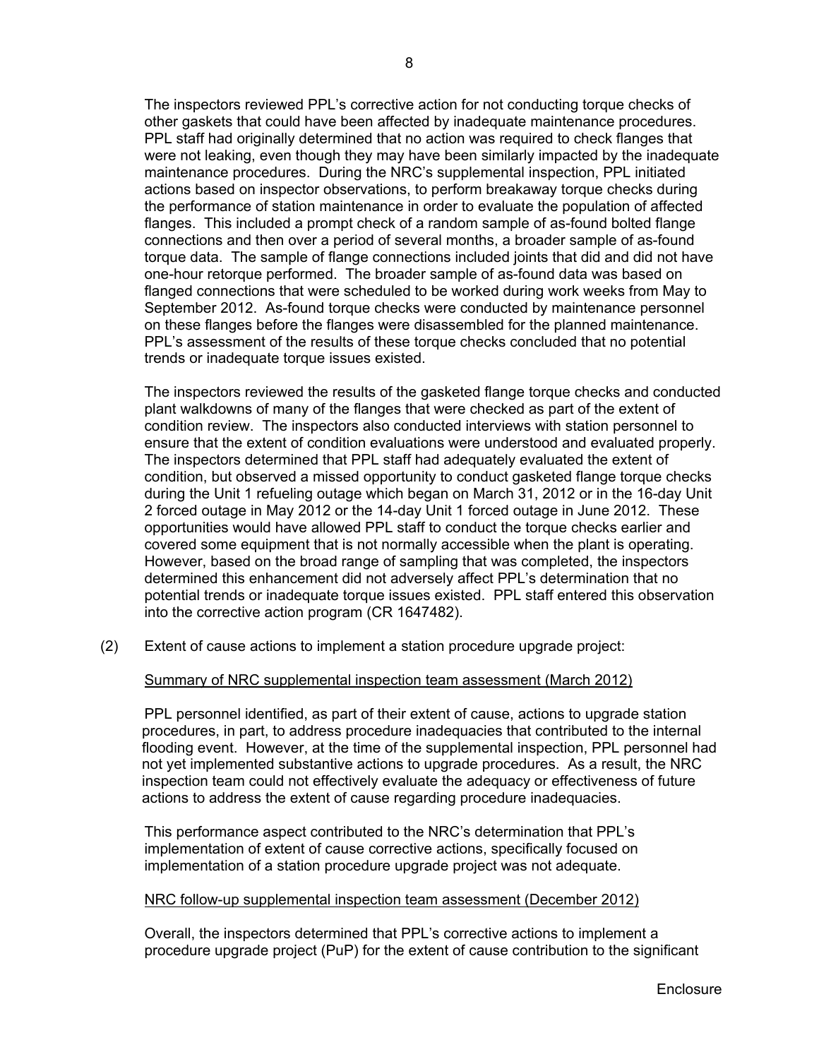The inspectors reviewed PPL's corrective action for not conducting torque checks of other gaskets that could have been affected by inadequate maintenance procedures. PPL staff had originally determined that no action was required to check flanges that were not leaking, even though they may have been similarly impacted by the inadequate maintenance procedures. During the NRC's supplemental inspection, PPL initiated actions based on inspector observations, to perform breakaway torque checks during the performance of station maintenance in order to evaluate the population of affected flanges. This included a prompt check of a random sample of as-found bolted flange connections and then over a period of several months, a broader sample of as-found torque data. The sample of flange connections included joints that did and did not have one-hour retorque performed. The broader sample of as-found data was based on flanged connections that were scheduled to be worked during work weeks from May to September 2012. As-found torque checks were conducted by maintenance personnel on these flanges before the flanges were disassembled for the planned maintenance. PPL's assessment of the results of these torque checks concluded that no potential trends or inadequate torque issues existed.

The inspectors reviewed the results of the gasketed flange torque checks and conducted plant walkdowns of many of the flanges that were checked as part of the extent of condition review. The inspectors also conducted interviews with station personnel to ensure that the extent of condition evaluations were understood and evaluated properly. The inspectors determined that PPL staff had adequately evaluated the extent of condition, but observed a missed opportunity to conduct gasketed flange torque checks during the Unit 1 refueling outage which began on March 31, 2012 or in the 16-day Unit 2 forced outage in May 2012 or the 14-day Unit 1 forced outage in June 2012. These opportunities would have allowed PPL staff to conduct the torque checks earlier and covered some equipment that is not normally accessible when the plant is operating. However, based on the broad range of sampling that was completed, the inspectors determined this enhancement did not adversely affect PPL's determination that no potential trends or inadequate torque issues existed. PPL staff entered this observation into the corrective action program (CR 1647482).

(2) Extent of cause actions to implement a station procedure upgrade project:

Summary of NRC supplemental inspection team assessment (March 2012)

PPL personnel identified, as part of their extent of cause, actions to upgrade station procedures, in part, to address procedure inadequacies that contributed to the internal flooding event. However, at the time of the supplemental inspection, PPL personnel had not yet implemented substantive actions to upgrade procedures. As a result, the NRC inspection team could not effectively evaluate the adequacy or effectiveness of future actions to address the extent of cause regarding procedure inadequacies.

This performance aspect contributed to the NRC's determination that PPL's implementation of extent of cause corrective actions, specifically focused on implementation of a station procedure upgrade project was not adequate.

NRC follow-up supplemental inspection team assessment (December 2012)

Overall, the inspectors determined that PPL's corrective actions to implement a procedure upgrade project (PuP) for the extent of cause contribution to the significant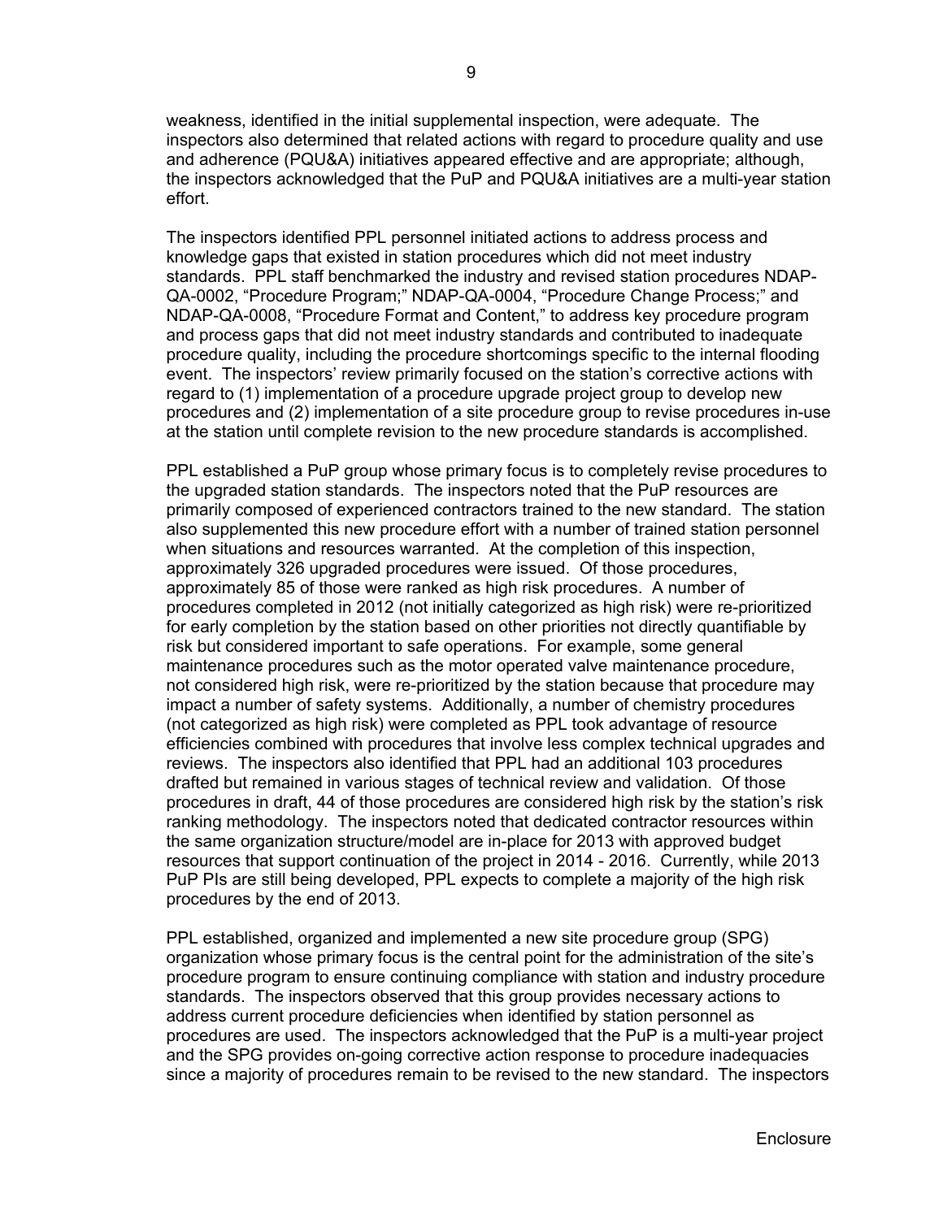weakness, identified in the initial supplemental inspection, were adequate. The inspectors also determined that related actions with regard to procedure quality and use and adherence (PQU&A) initiatives appeared effective and are appropriate; although, the inspectors acknowledged that the PuP and PQU&A initiatives are a multi-year station effort.

The inspectors identified PPL personnel initiated actions to address process and knowledge gaps that existed in station procedures which did not meet industry standards. PPL staff benchmarked the industry and revised station procedures NDAP-QA-0002, "Procedure Program;" NDAP-QA-0004, "Procedure Change Process;" and NDAP-QA-0008, "Procedure Format and Content," to address key procedure program and process gaps that did not meet industry standards and contributed to inadequate procedure quality, including the procedure shortcomings specific to the internal flooding event. The inspectors' review primarily focused on the station's corrective actions with regard to (1) implementation of a procedure upgrade project group to develop new procedures and (2) implementation of a site procedure group to revise procedures in-use at the station until complete revision to the new procedure standards is accomplished.

PPL established a PuP group whose primary focus is to completely revise procedures to the upgraded station standards. The inspectors noted that the PuP resources are primarily composed of experienced contractors trained to the new standard. The station also supplemented this new procedure effort with a number of trained station personnel when situations and resources warranted. At the completion of this inspection, approximately 326 upgraded procedures were issued. Of those procedures, approximately 85 of those were ranked as high risk procedures. A number of procedures completed in 2012 (not initially categorized as high risk) were re-prioritized for early completion by the station based on other priorities not directly quantifiable by risk but considered important to safe operations. For example, some general maintenance procedures such as the motor operated valve maintenance procedure, not considered high risk, were re-prioritized by the station because that procedure may impact a number of safety systems. Additionally, a number of chemistry procedures (not categorized as high risk) were completed as PPL took advantage of resource efficiencies combined with procedures that involve less complex technical upgrades and reviews. The inspectors also identified that PPL had an additional 103 procedures drafted but remained in various stages of technical review and validation. Of those procedures in draft, 44 of those procedures are considered high risk by the station's risk ranking methodology. The inspectors noted that dedicated contractor resources within the same organization structure/model are in-place for 2013 with approved budget resources that support continuation of the project in 2014 - 2016. Currently, while 2013 PuP PIs are still being developed, PPL expects to complete a majority of the high risk procedures by the end of 2013.

PPL established, organized and implemented a new site procedure group (SPG) organization whose primary focus is the central point for the administration of the site's procedure program to ensure continuing compliance with station and industry procedure standards. The inspectors observed that this group provides necessary actions to address current procedure deficiencies when identified by station personnel as procedures are used. The inspectors acknowledged that the PuP is a multi-year project and the SPG provides on-going corrective action response to procedure inadequacies since a majority of procedures remain to be revised to the new standard. The inspectors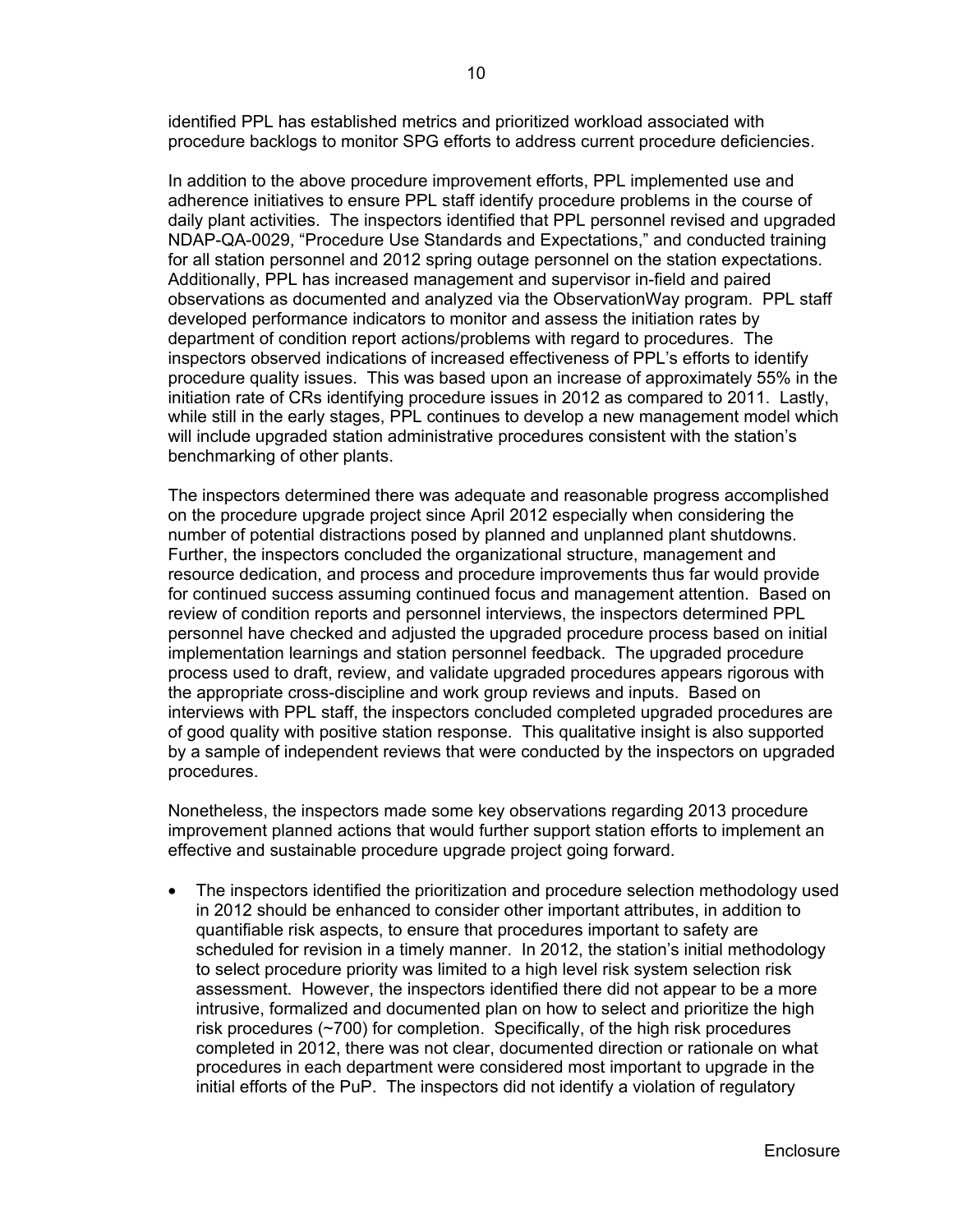identified PPL has established metrics and prioritized workload associated with procedure backlogs to monitor SPG efforts to address current procedure deficiencies.

In addition to the above procedure improvement efforts, PPL implemented use and adherence initiatives to ensure PPL staff identify procedure problems in the course of daily plant activities. The inspectors identified that PPL personnel revised and upgraded NDAP-QA-0029, "Procedure Use Standards and Expectations," and conducted training for all station personnel and 2012 spring outage personnel on the station expectations. Additionally, PPL has increased management and supervisor in-field and paired observations as documented and analyzed via the ObservationWay program. PPL staff developed performance indicators to monitor and assess the initiation rates by department of condition report actions/problems with regard to procedures. The inspectors observed indications of increased effectiveness of PPL's efforts to identify procedure quality issues. This was based upon an increase of approximately 55% in the initiation rate of CRs identifying procedure issues in 2012 as compared to 2011. Lastly, while still in the early stages, PPL continues to develop a new management model which will include upgraded station administrative procedures consistent with the station's benchmarking of other plants.

The inspectors determined there was adequate and reasonable progress accomplished on the procedure upgrade project since April 2012 especially when considering the number of potential distractions posed by planned and unplanned plant shutdowns. Further, the inspectors concluded the organizational structure, management and resource dedication, and process and procedure improvements thus far would provide for continued success assuming continued focus and management attention. Based on review of condition reports and personnel interviews, the inspectors determined PPL personnel have checked and adjusted the upgraded procedure process based on initial implementation learnings and station personnel feedback. The upgraded procedure process used to draft, review, and validate upgraded procedures appears rigorous with the appropriate cross-discipline and work group reviews and inputs. Based on interviews with PPL staff, the inspectors concluded completed upgraded procedures are of good quality with positive station response. This qualitative insight is also supported by a sample of independent reviews that were conducted by the inspectors on upgraded procedures.

Nonetheless, the inspectors made some key observations regarding 2013 procedure improvement planned actions that would further support station efforts to implement an effective and sustainable procedure upgrade project going forward.

- The inspectors identified the prioritization and procedure selection methodology used in 2012 should be enhanced to consider other important attributes, in addition to quantifiable risk aspects, to ensure that procedures important to safety are scheduled for revision in a timely manner. In 2012, the station's initial methodology to select procedure priority was limited to a high level risk system selection risk assessment. However, the inspectors identified there did not appear to be a more intrusive, formalized and documented plan on how to select and prioritize the high risk procedures (~700) for completion. Specifically, of the high risk procedures completed in 2012, there was not clear, documented direction or rationale on what procedures in each department were considered most important to upgrade in the initial efforts of the PuP. The inspectors did not identify a violation of regulatory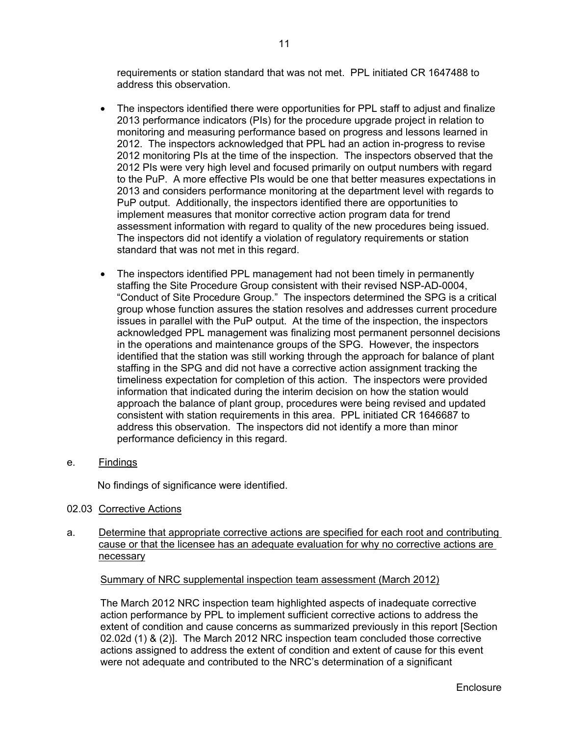requirements or station standard that was not met. PPL initiated CR 1647488 to address this observation.

- The inspectors identified there were opportunities for PPL staff to adjust and finalize 2013 performance indicators (PIs) for the procedure upgrade project in relation to monitoring and measuring performance based on progress and lessons learned in 2012. The inspectors acknowledged that PPL had an action in-progress to revise 2012 monitoring PIs at the time of the inspection. The inspectors observed that the 2012 PIs were very high level and focused primarily on output numbers with regard to the PuP. A more effective PIs would be one that better measures expectations in 2013 and considers performance monitoring at the department level with regards to PuP output. Additionally, the inspectors identified there are opportunities to implement measures that monitor corrective action program data for trend assessment information with regard to quality of the new procedures being issued. The inspectors did not identify a violation of regulatory requirements or station standard that was not met in this regard.

- The inspectors identified PPL management had not been timely in permanently staffing the Site Procedure Group consistent with their revised NSP-AD-0004, "Conduct of Site Procedure Group." The inspectors determined the SPG is a critical group whose function assures the station resolves and addresses current procedure issues in parallel with the PuP output. At the time of the inspection, the inspectors acknowledged PPL management was finalizing most permanent personnel decisions in the operations and maintenance groups of the SPG. However, the inspectors identified that the station was still working through the approach for balance of plant staffing in the SPG and did not have a corrective action assignment tracking the timeliness expectation for completion of this action. The inspectors were provided information that indicated during the interim decision on how the station would approach the balance of plant group, procedures were being revised and updated consistent with station requirements in this area. PPL initiated CR 1646687 to address this observation. The inspectors did not identify a more than minor performance deficiency in this regard.

e. Findings

No findings of significance were identified.

02.03 Corrective Actions

a. Determine that appropriate corrective actions are specified for each root and contributing cause or that the licensee has an adequate evaluation for why no corrective actions are necessary

Summary of NRC supplemental inspection team assessment (March 2012)

The March 2012 NRC inspection team highlighted aspects of inadequate corrective action performance by PPL to implement sufficient corrective actions to address the extent of condition and cause concerns as summarized previously in this report [Section 02.02d (1) & (2)]. The March 2012 NRC inspection team concluded those corrective actions assigned to address the extent of condition and extent of cause for this event were not adequate and contributed to the NRC's determination of a significant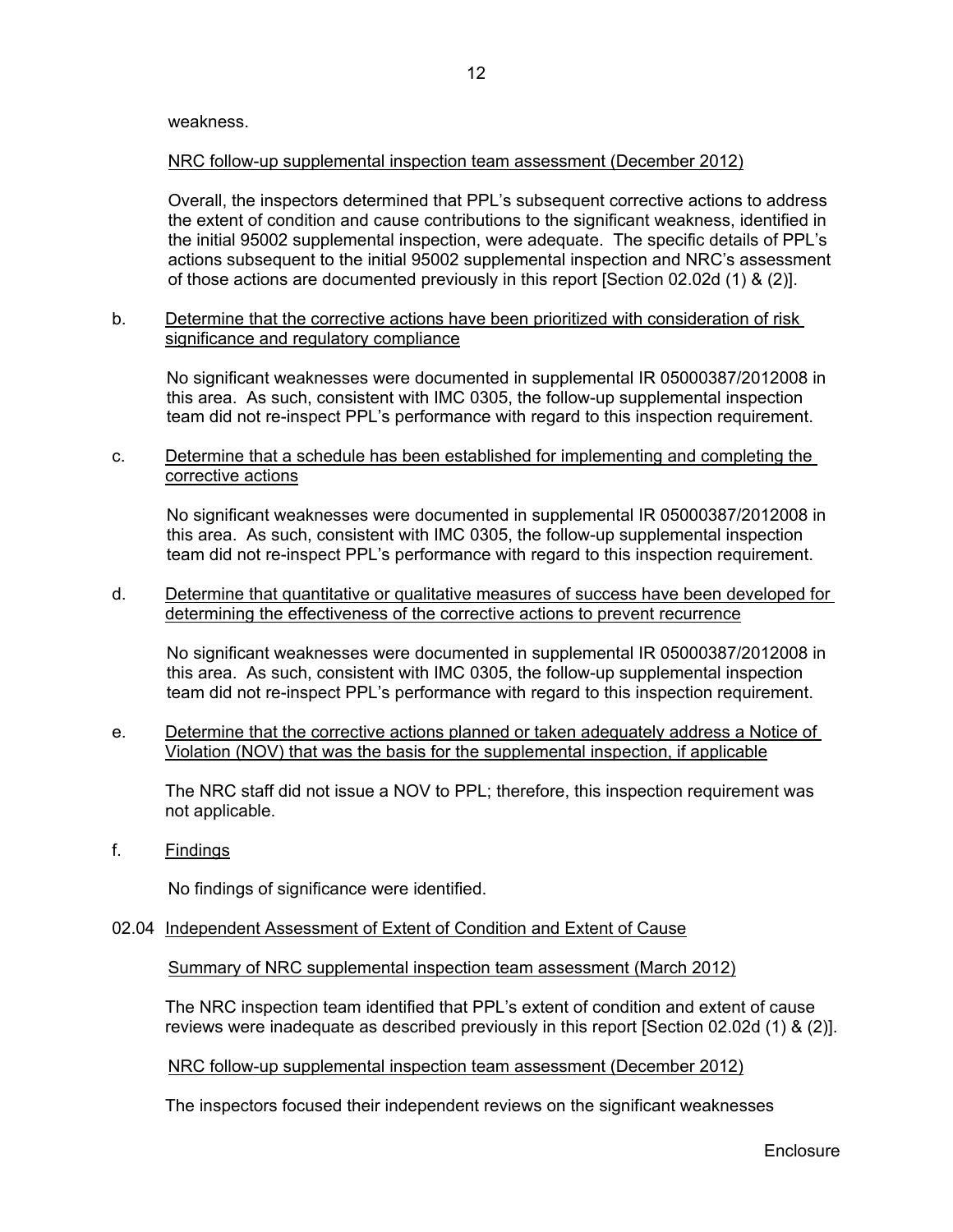weakness.

<u>NRC follow-up supplemental inspection team assessment (December 2012)</u>

Overall, the inspectors determined that PPL's subsequent corrective actions to address the extent of condition and cause contributions to the significant weakness, identified in the initial 95002 supplemental inspection, were adequate. The specific details of PPL's actions subsequent to the initial 95002 supplemental inspection and NRC's assessment of those actions are documented previously in this report [Section 02.02d (1) & (2)].

b. <u>Determine that the corrective actions have been prioritized with consideration of risk significance and regulatory compliance</u>

No significant weaknesses were documented in supplemental IR 05000387/2012008 in this area. As such, consistent with IMC 0305, the follow-up supplemental inspection team did not re-inspect PPL's performance with regard to this inspection requirement.

c. <u>Determine that a schedule has been established for implementing and completing the corrective actions</u>

No significant weaknesses were documented in supplemental IR 05000387/2012008 in this area. As such, consistent with IMC 0305, the follow-up supplemental inspection team did not re-inspect PPL's performance with regard to this inspection requirement.

d. <u>Determine that quantitative or qualitative measures of success have been developed for determining the effectiveness of the corrective actions to prevent recurrence</u>

No significant weaknesses were documented in supplemental IR 05000387/2012008 in this area. As such, consistent with IMC 0305, the follow-up supplemental inspection team did not re-inspect PPL's performance with regard to this inspection requirement.

e. <u>Determine that the corrective actions planned or taken adequately address a Notice of Violation (NOV) that was the basis for the supplemental inspection, if applicable</u>

The NRC staff did not issue a NOV to PPL; therefore, this inspection requirement was not applicable.

f. <u>Findings</u>

No findings of significance were identified.

02.04 <u>Independent Assessment of Extent of Condition and Extent of Cause</u>

<u>Summary of NRC supplemental inspection team assessment (March 2012)</u>

The NRC inspection team identified that PPL's extent of condition and extent of cause reviews were inadequate as described previously in this report [Section 02.02d (1) & (2)].

<u>NRC follow-up supplemental inspection team assessment (December 2012)</u>

The inspectors focused their independent reviews on the significant weaknesses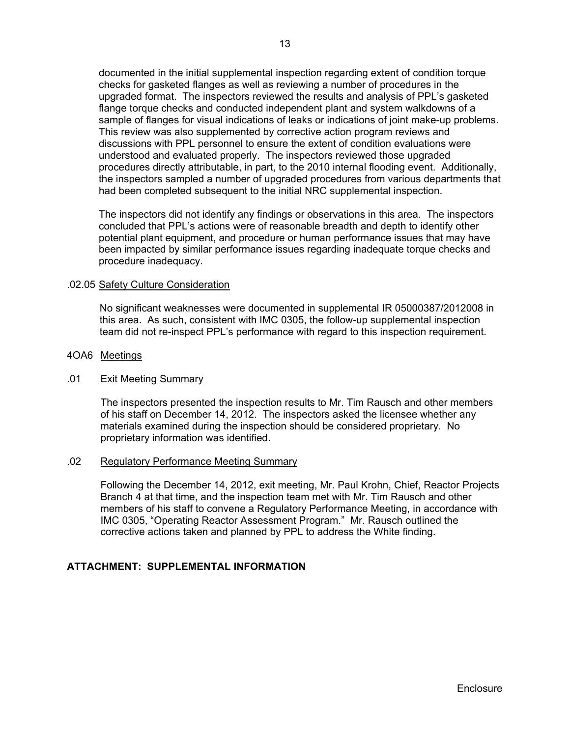documented in the initial supplemental inspection regarding extent of condition torque checks for gasketed flanges as well as reviewing a number of procedures in the upgraded format. The inspectors reviewed the results and analysis of PPL's gasketed flange torque checks and conducted independent plant and system walkdowns of a sample of flanges for visual indications of leaks or indications of joint make-up problems. This review was also supplemented by corrective action program reviews and discussions with PPL personnel to ensure the extent of condition evaluations were understood and evaluated properly. The inspectors reviewed those upgraded procedures directly attributable, in part, to the 2010 internal flooding event. Additionally, the inspectors sampled a number of upgraded procedures from various departments that had been completed subsequent to the initial NRC supplemental inspection.

The inspectors did not identify any findings or observations in this area. The inspectors concluded that PPL's actions were of reasonable breadth and depth to identify other potential plant equipment, and procedure or human performance issues that may have been impacted by similar performance issues regarding inadequate torque checks and procedure inadequacy.

.02.05 Safety Culture Consideration

No significant weaknesses were documented in supplemental IR 05000387/2012008 in this area. As such, consistent with IMC 0305, the follow-up supplemental inspection team did not re-inspect PPL's performance with regard to this inspection requirement.

4OA6 Meetings

.01 Exit Meeting Summary

The inspectors presented the inspection results to Mr. Tim Rausch and other members of his staff on December 14, 2012. The inspectors asked the licensee whether any materials examined during the inspection should be considered proprietary. No proprietary information was identified.

.02 Regulatory Performance Meeting Summary

Following the December 14, 2012, exit meeting, Mr. Paul Krohn, Chief, Reactor Projects Branch 4 at that time, and the inspection team met with Mr. Tim Rausch and other members of his staff to convene a Regulatory Performance Meeting, in accordance with IMC 0305, "Operating Reactor Assessment Program." Mr. Rausch outlined the corrective actions taken and planned by PPL to address the White finding.

**ATTACHMENT: SUPPLEMENTAL INFORMATION**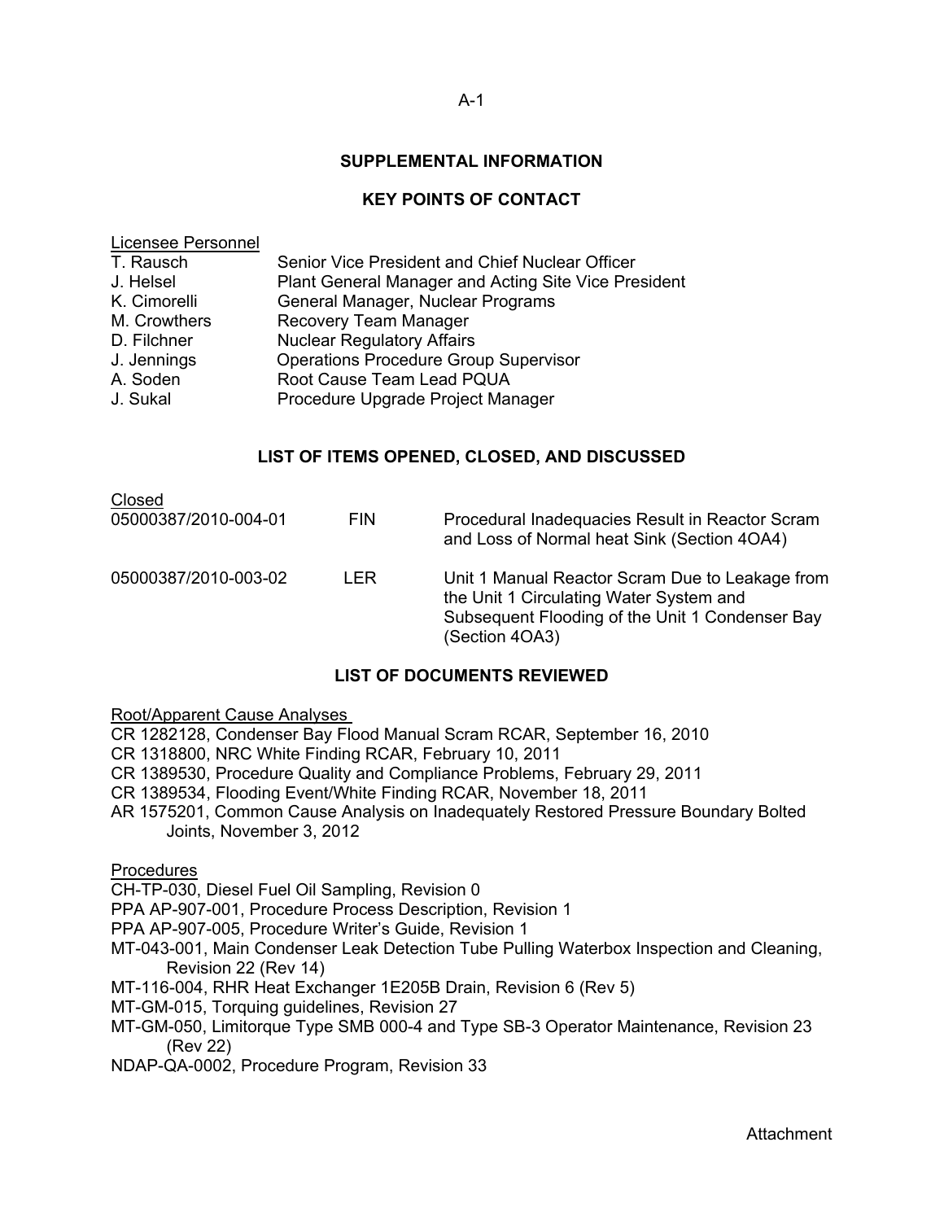## SUPPLEMENTAL INFORMATION

## KEY POINTS OF CONTACT

Licensee Personnel

| | |
|---|---|
| T. Rausch | Senior Vice President and Chief Nuclear Officer |
| J. Helsel | Plant General Manager and Acting Site Vice President |
| K. Cimorelli | General Manager, Nuclear Programs |
| M. Crowthers | Recovery Team Manager |
| D. Filchner | Nuclear Regulatory Affairs |
| J. Jennings | Operations Procedure Group Supervisor |
| A. Soden | Root Cause Team Lead PQUA |
| J. Sukal | Procedure Upgrade Project Manager |

## LIST OF ITEMS OPENED, CLOSED, AND DISCUSSED

Closed

| | | |
|---|---|---|
| 05000387/2010-004-01 | FIN | Procedural Inadequacies Result in Reactor Scram and Loss of Normal heat Sink (Section 4OA4) |
| 05000387/2010-003-02 | LER | Unit 1 Manual Reactor Scram Due to Leakage from the Unit 1 Circulating Water System and Subsequent Flooding of the Unit 1 Condenser Bay (Section 4OA3) |

## LIST OF DOCUMENTS REVIEWED

Root/Apparent Cause Analyses

CR 1282128, Condenser Bay Flood Manual Scram RCAR, September 16, 2010
CR 1318800, NRC White Finding RCAR, February 10, 2011
CR 1389530, Procedure Quality and Compliance Problems, February 29, 2011
CR 1389534, Flooding Event/White Finding RCAR, November 18, 2011
AR 1575201, Common Cause Analysis on Inadequately Restored Pressure Boundary Bolted Joints, November 3, 2012

Procedures

CH-TP-030, Diesel Fuel Oil Sampling, Revision 0
PPA AP-907-001, Procedure Process Description, Revision 1
PPA AP-907-005, Procedure Writer's Guide, Revision 1
MT-043-001, Main Condenser Leak Detection Tube Pulling Waterbox Inspection and Cleaning, Revision 22 (Rev 14)
MT-116-004, RHR Heat Exchanger 1E205B Drain, Revision 6 (Rev 5)
MT-GM-015, Torquing guidelines, Revision 27
MT-GM-050, Limitorque Type SMB 000-4 and Type SB-3 Operator Maintenance, Revision 23 (Rev 22)
NDAP-QA-0002, Procedure Program, Revision 33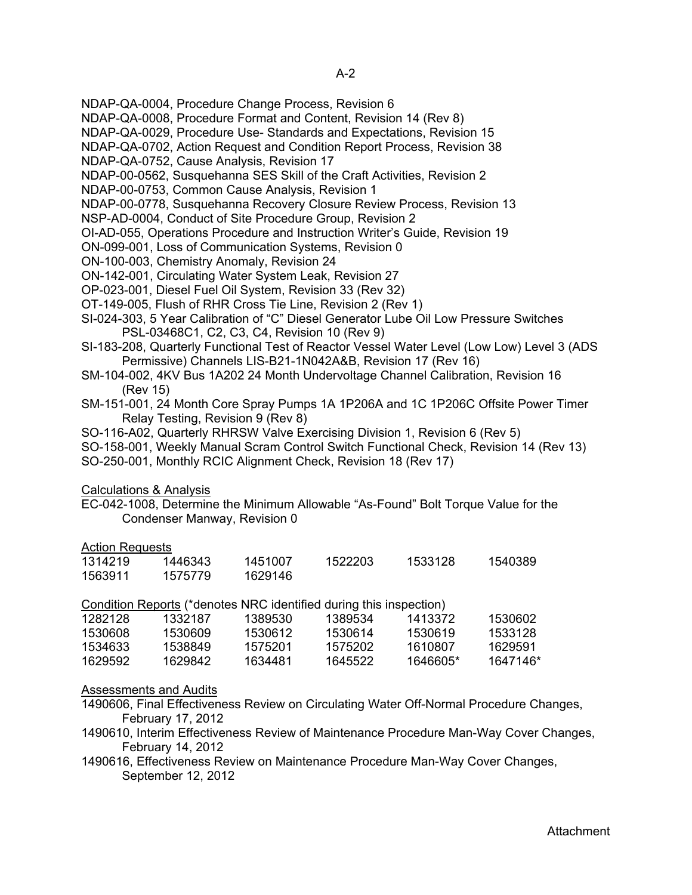NDAP-QA-0004, Procedure Change Process, Revision 6
NDAP-QA-0008, Procedure Format and Content, Revision 14 (Rev 8)
NDAP-QA-0029, Procedure Use- Standards and Expectations, Revision 15
NDAP-QA-0702, Action Request and Condition Report Process, Revision 38
NDAP-QA-0752, Cause Analysis, Revision 17
NDAP-00-0562, Susquehanna SES Skill of the Craft Activities, Revision 2
NDAP-00-0753, Common Cause Analysis, Revision 1
NDAP-00-0778, Susquehanna Recovery Closure Review Process, Revision 13
NSP-AD-0004, Conduct of Site Procedure Group, Revision 2
OI-AD-055, Operations Procedure and Instruction Writer's Guide, Revision 19
ON-099-001, Loss of Communication Systems, Revision 0
ON-100-003, Chemistry Anomaly, Revision 24
ON-142-001, Circulating Water System Leak, Revision 27
OP-023-001, Diesel Fuel Oil System, Revision 33 (Rev 32)
OT-149-005, Flush of RHR Cross Tie Line, Revision 2 (Rev 1)
SI-024-303, 5 Year Calibration of "C" Diesel Generator Lube Oil Low Pressure Switches PSL-03468C1, C2, C3, C4, Revision 10 (Rev 9)
SI-183-208, Quarterly Functional Test of Reactor Vessel Water Level (Low Low) Level 3 (ADS Permissive) Channels LIS-B21-1N042A&B, Revision 17 (Rev 16)
SM-104-002, 4KV Bus 1A202 24 Month Undervoltage Channel Calibration, Revision 16 (Rev 15)
SM-151-001, 24 Month Core Spray Pumps 1A 1P206A and 1C 1P206C Offsite Power Timer Relay Testing, Revision 9 (Rev 8)
SO-116-A02, Quarterly RHRSW Valve Exercising Division 1, Revision 6 (Rev 5)
SO-158-001, Weekly Manual Scram Control Switch Functional Check, Revision 14 (Rev 13)
SO-250-001, Monthly RCIC Alignment Check, Revision 18 (Rev 17)

Calculations & Analysis

EC-042-1008, Determine the Minimum Allowable "As-Found" Bolt Torque Value for the Condenser Manway, Revision 0

Action Requests

| | | | | | |
|---|---|---|---|---|---|
| 1314219 | 1446343 | 1451007 | 1522203 | 1533128 | 1540389 |
| 1563911 | 1575779 | 1629146 | | | |

Condition Reports (*denotes NRC identified during this inspection)

| | | | | | |
|---|---|---|---|---|---|
| 1282128 | 1332187 | 1389530 | 1389534 | 1413372 | 1530602 |
| 1530608 | 1530609 | 1530612 | 1530614 | 1530619 | 1533128 |
| 1534633 | 1538849 | 1575201 | 1575202 | 1610807 | 1629591 |
| 1629592 | 1629842 | 1634481 | 1645522 | 1646605* | 1647146* |

Assessments and Audits

1490606, Final Effectiveness Review on Circulating Water Off-Normal Procedure Changes, February 17, 2012
1490610, Interim Effectiveness Review of Maintenance Procedure Man-Way Cover Changes, February 14, 2012
1490616, Effectiveness Review on Maintenance Procedure Man-Way Cover Changes, September 12, 2012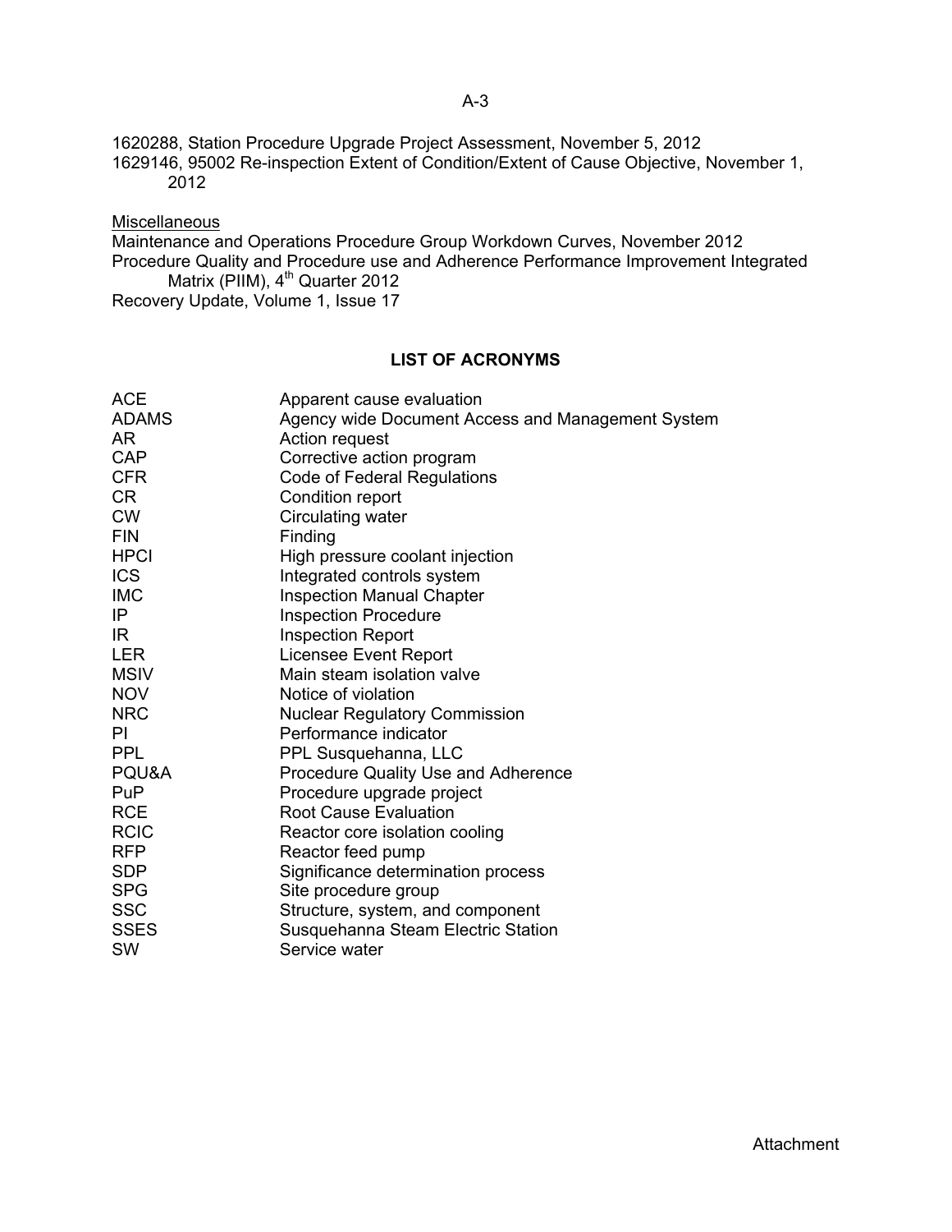1620288, Station Procedure Upgrade Project Assessment, November 5, 2012
1629146, 95002 Re-inspection Extent of Condition/Extent of Cause Objective, November 1, 2012

Miscellaneous

Maintenance and Operations Procedure Group Workdown Curves, November 2012
Procedure Quality and Procedure use and Adherence Performance Improvement Integrated Matrix (PIIM), 4th Quarter 2012
Recovery Update, Volume 1, Issue 17

## LIST OF ACRONYMS

| | |
|---|---|
| ACE | Apparent cause evaluation |
| ADAMS | Agency wide Document Access and Management System |
| AR | Action request |
| CAP | Corrective action program |
| CFR | Code of Federal Regulations |
| CR | Condition report |
| CW | Circulating water |
| FIN | Finding |
| HPCI | High pressure coolant injection |
| ICS | Integrated controls system |
| IMC | Inspection Manual Chapter |
| IP | Inspection Procedure |
| IR | Inspection Report |
| LER | Licensee Event Report |
| MSIV | Main steam isolation valve |
| NOV | Notice of violation |
| NRC | Nuclear Regulatory Commission |
| PI | Performance indicator |
| PPL | PPL Susquehanna, LLC |
| PQU&A | Procedure Quality Use and Adherence |
| PuP | Procedure upgrade project |
| RCE | Root Cause Evaluation |
| RCIC | Reactor core isolation cooling |
| RFP | Reactor feed pump |
| SDP | Significance determination process |
| SPG | Site procedure group |
| SSC | Structure, system, and component |
| SSES | Susquehanna Steam Electric Station |
| SW | Service water |